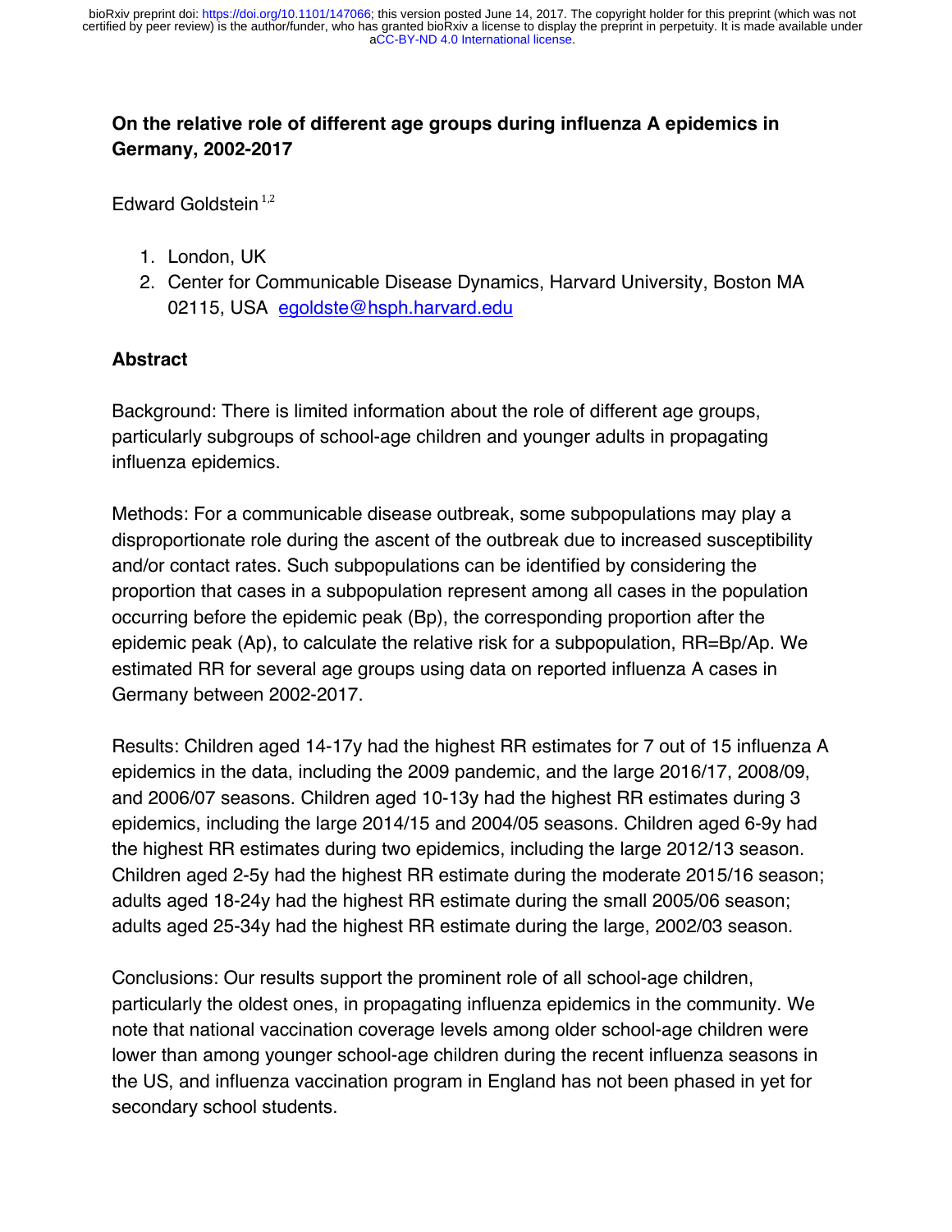# On the relative role of different age groups during influenza A epidemics in Germany, 2002-2017

Edward Goldstein [1,2]

1. London, UK
2. Center for Communicable Disease Dynamics, Harvard University, Boston MA 02115, USA egoldste@hsph.harvard.edu

## Abstract

Background: There is limited information about the role of different age groups, particularly subgroups of school-age children and younger adults in propagating influenza epidemics.

Methods: For a communicable disease outbreak, some subpopulations may play a disproportionate role during the ascent of the outbreak due to increased susceptibility and/or contact rates. Such subpopulations can be identified by considering the proportion that cases in a subpopulation represent among all cases in the population occurring before the epidemic peak (Bp), the corresponding proportion after the epidemic peak (Ap), to calculate the relative risk for a subpopulation, RR=Bp/Ap. We estimated RR for several age groups using data on reported influenza A cases in Germany between 2002-2017.

Results: Children aged 14-17y had the highest RR estimates for 7 out of 15 influenza A epidemics in the data, including the 2009 pandemic, and the large 2016/17, 2008/09, and 2006/07 seasons. Children aged 10-13y had the highest RR estimates during 3 epidemics, including the large 2014/15 and 2004/05 seasons. Children aged 6-9y had the highest RR estimates during two epidemics, including the large 2012/13 season. Children aged 2-5y had the highest RR estimate during the moderate 2015/16 season; adults aged 18-24y had the highest RR estimate during the small 2005/06 season; adults aged 25-34y had the highest RR estimate during the large, 2002/03 season.

Conclusions: Our results support the prominent role of all school-age children, particularly the oldest ones, in propagating influenza epidemics in the community. We note that national vaccination coverage levels among older school-age children were lower than among younger school-age children during the recent influenza seasons in the US, and influenza vaccination program in England has not been phased in yet for secondary school students.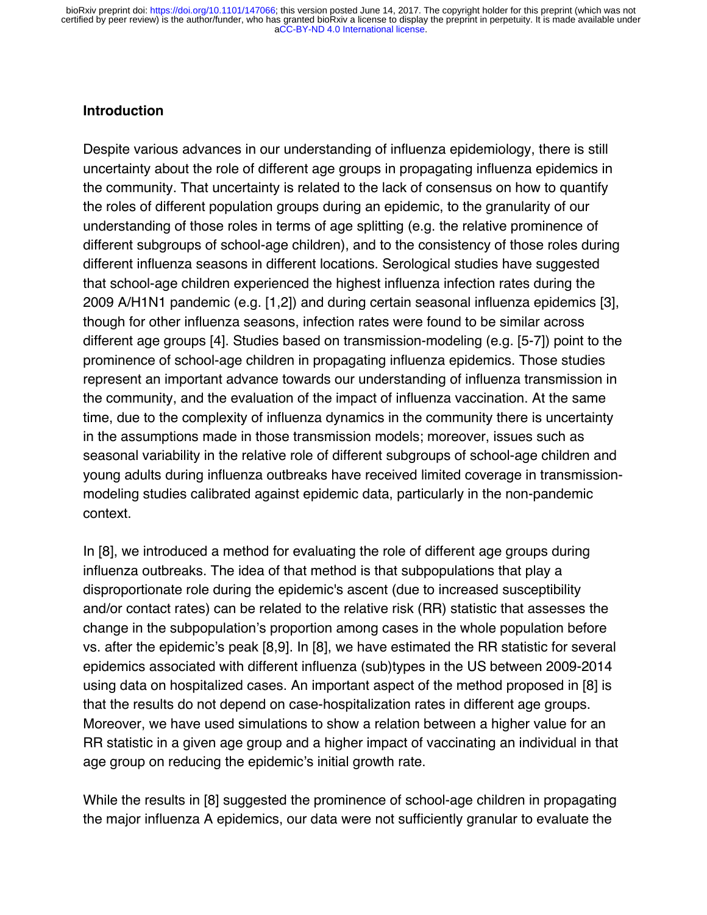## Introduction

Despite various advances in our understanding of influenza epidemiology, there is still uncertainty about the role of different age groups in propagating influenza epidemics in the community. That uncertainty is related to the lack of consensus on how to quantify the roles of different population groups during an epidemic, to the granularity of our understanding of those roles in terms of age splitting (e.g. the relative prominence of different subgroups of school-age children), and to the consistency of those roles during different influenza seasons in different locations. Serological studies have suggested that school-age children experienced the highest influenza infection rates during the 2009 A/H1N1 pandemic (e.g. [1,2]) and during certain seasonal influenza epidemics [3], though for other influenza seasons, infection rates were found to be similar across different age groups [4]. Studies based on transmission-modeling (e.g. [5-7]) point to the prominence of school-age children in propagating influenza epidemics. Those studies represent an important advance towards our understanding of influenza transmission in the community, and the evaluation of the impact of influenza vaccination. At the same time, due to the complexity of influenza dynamics in the community there is uncertainty in the assumptions made in those transmission models; moreover, issues such as seasonal variability in the relative role of different subgroups of school-age children and young adults during influenza outbreaks have received limited coverage in transmission-modeling studies calibrated against epidemic data, particularly in the non-pandemic context.

In [8], we introduced a method for evaluating the role of different age groups during influenza outbreaks. The idea of that method is that subpopulations that play a disproportionate role during the epidemic's ascent (due to increased susceptibility and/or contact rates) can be related to the relative risk (RR) statistic that assesses the change in the subpopulation's proportion among cases in the whole population before vs. after the epidemic's peak [8,9]. In [8], we have estimated the RR statistic for several epidemics associated with different influenza (sub)types in the US between 2009-2014 using data on hospitalized cases. An important aspect of the method proposed in [8] is that the results do not depend on case-hospitalization rates in different age groups. Moreover, we have used simulations to show a relation between a higher value for an RR statistic in a given age group and a higher impact of vaccinating an individual in that age group on reducing the epidemic's initial growth rate.

While the results in [8] suggested the prominence of school-age children in propagating the major influenza A epidemics, our data were not sufficiently granular to evaluate the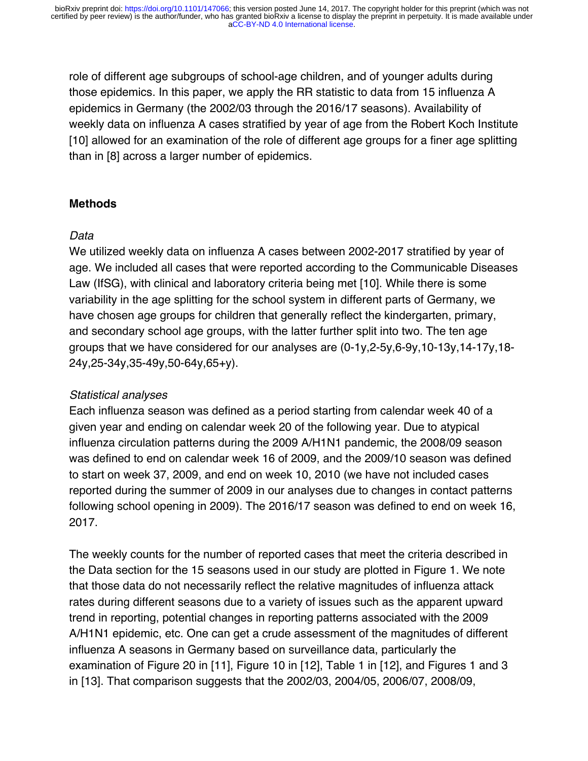role of different age subgroups of school-age children, and of younger adults during those epidemics. In this paper, we apply the RR statistic to data from 15 influenza A epidemics in Germany (the 2002/03 through the 2016/17 seasons). Availability of weekly data on influenza A cases stratified by year of age from the Robert Koch Institute [10] allowed for an examination of the role of different age groups for a finer age splitting than in [8] across a larger number of epidemics.

## Methods

### *Data*

We utilized weekly data on influenza A cases between 2002-2017 stratified by year of age. We included all cases that were reported according to the Communicable Diseases Law (IfSG), with clinical and laboratory criteria being met [10]. While there is some variability in the age splitting for the school system in different parts of Germany, we have chosen age groups for children that generally reflect the kindergarten, primary, and secondary school age groups, with the latter further split into two. The ten age groups that we have considered for our analyses are (0-1y,2-5y,6-9y,10-13y,14-17y,18-24y,25-34y,35-49y,50-64y,65+y).

### *Statistical analyses*

Each influenza season was defined as a period starting from calendar week 40 of a given year and ending on calendar week 20 of the following year. Due to atypical influenza circulation patterns during the 2009 A/H1N1 pandemic, the 2008/09 season was defined to end on calendar week 16 of 2009, and the 2009/10 season was defined to start on week 37, 2009, and end on week 10, 2010 (we have not included cases reported during the summer of 2009 in our analyses due to changes in contact patterns following school opening in 2009). The 2016/17 season was defined to end on week 16, 2017.

The weekly counts for the number of reported cases that meet the criteria described in the Data section for the 15 seasons used in our study are plotted in Figure 1. We note that those data do not necessarily reflect the relative magnitudes of influenza attack rates during different seasons due to a variety of issues such as the apparent upward trend in reporting, potential changes in reporting patterns associated with the 2009 A/H1N1 epidemic, etc. One can get a crude assessment of the magnitudes of different influenza A seasons in Germany based on surveillance data, particularly the examination of Figure 20 in [11], Figure 10 in [12], Table 1 in [12], and Figures 1 and 3 in [13]. That comparison suggests that the 2002/03, 2004/05, 2006/07, 2008/09,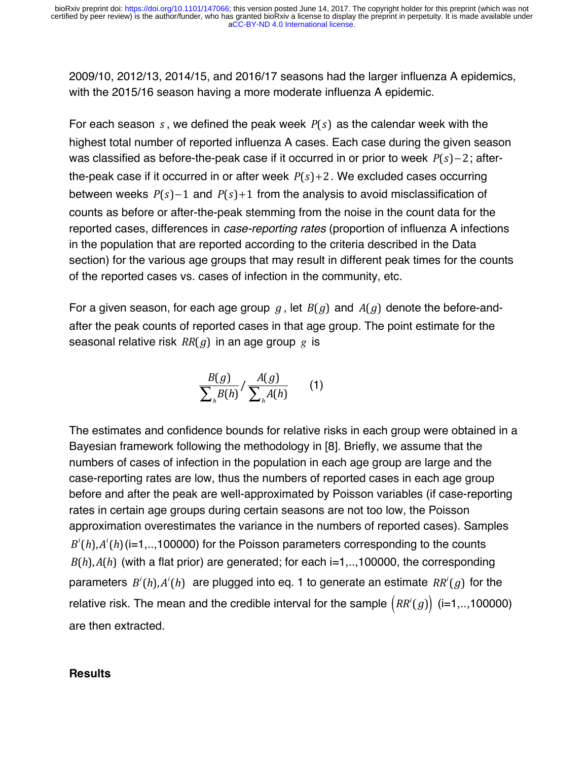2009/10, 2012/13, 2014/15, and 2016/17 seasons had the larger influenza A epidemics, with the 2015/16 season having a more moderate influenza A epidemic.

For each season $s$, we defined the peak week $P(s)$ as the calendar week with the highest total number of reported influenza A cases. Each case during the given season was classified as before-the-peak case if it occurred in or prior to week $P(s)-2$; after-the-peak case if it occurred in or after week $P(s)+2$. We excluded cases occurring between weeks $P(s)-1$ and $P(s)+1$ from the analysis to avoid misclassification of counts as before or after-the-peak stemming from the noise in the count data for the reported cases, differences in *case-reporting rates* (proportion of influenza A infections in the population that are reported according to the criteria described in the Data section) for the various age groups that may result in different peak times for the counts of the reported cases vs. cases of infection in the community, etc.

For a given season, for each age group $g$, let $B(g)$ and $A(g)$ denote the before-and-after the peak counts of reported cases in that age group. The point estimate for the seasonal relative risk $RR(g)$ in an age group $g$ is

$$\frac{B(g)}{\sum_h B(h)} \Big/ \frac{A(g)}{\sum_h A(h)} \qquad (1)$$

The estimates and confidence bounds for relative risks in each group were obtained in a Bayesian framework following the methodology in [8]. Briefly, we assume that the numbers of cases of infection in the population in each age group are large and the case-reporting rates are low, thus the numbers of reported cases in each age group before and after the peak are well-approximated by Poisson variables (if case-reporting rates in certain age groups during certain seasons are not too low, the Poisson approximation overestimates the variance in the numbers of reported cases). Samples $B^i(h), A^i(h)$ (i=1,..,100000) for the Poisson parameters corresponding to the counts $B(h), A(h)$ (with a flat prior) are generated; for each i=1,..,100000, the corresponding parameters $B^i(h), A^i(h)$ are plugged into eq. 1 to generate an estimate $RR^i(g)$ for the relative risk. The mean and the credible interval for the sample $\left(RR^i(g)\right)$ (i=1,..,100000) are then extracted.

## Results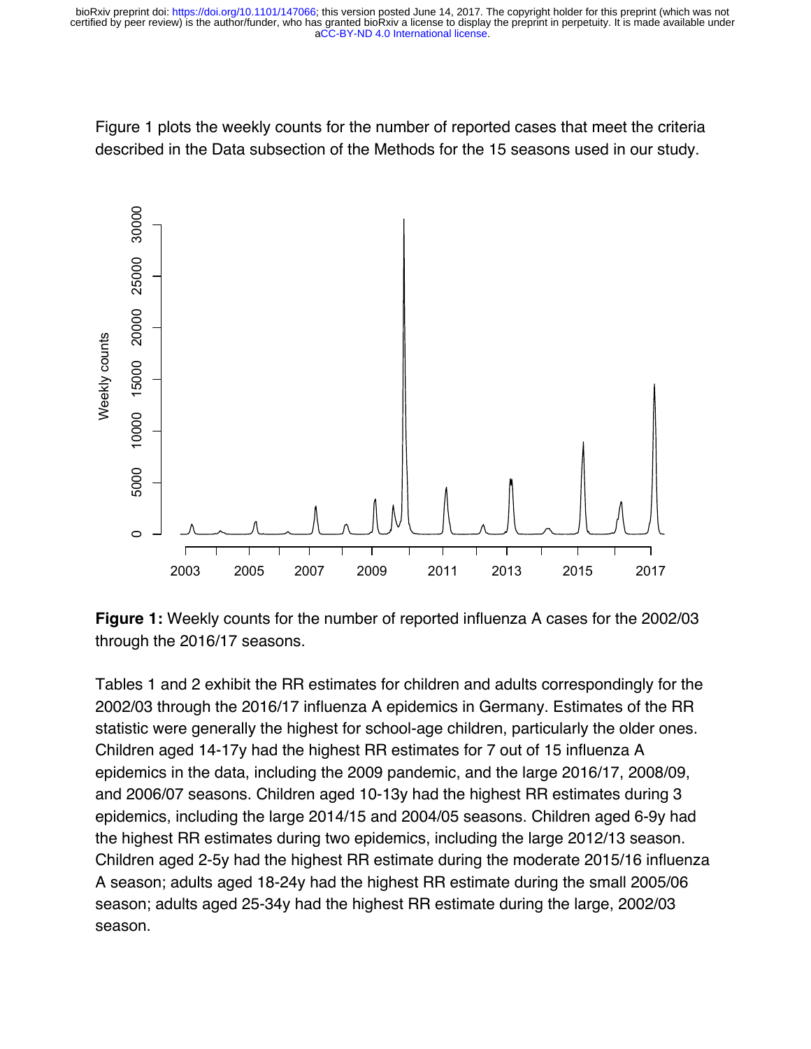Figure 1 plots the weekly counts for the number of reported cases that meet the criteria described in the Data subsection of the Methods for the 15 seasons used in our study.

**Figure 1:** Weekly counts for the number of reported influenza A cases for the 2002/03 through the 2016/17 seasons.

Tables 1 and 2 exhibit the RR estimates for children and adults correspondingly for the 2002/03 through the 2016/17 influenza A epidemics in Germany. Estimates of the RR statistic were generally the highest for school-age children, particularly the older ones. Children aged 14-17y had the highest RR estimates for 7 out of 15 influenza A epidemics in the data, including the 2009 pandemic, and the large 2016/17, 2008/09, and 2006/07 seasons. Children aged 10-13y had the highest RR estimates during 3 epidemics, including the large 2014/15 and 2004/05 seasons. Children aged 6-9y had the highest RR estimates during two epidemics, including the large 2012/13 season. Children aged 2-5y had the highest RR estimate during the moderate 2015/16 influenza A season; adults aged 18-24y had the highest RR estimate during the small 2005/06 season; adults aged 25-34y had the highest RR estimate during the large, 2002/03 season.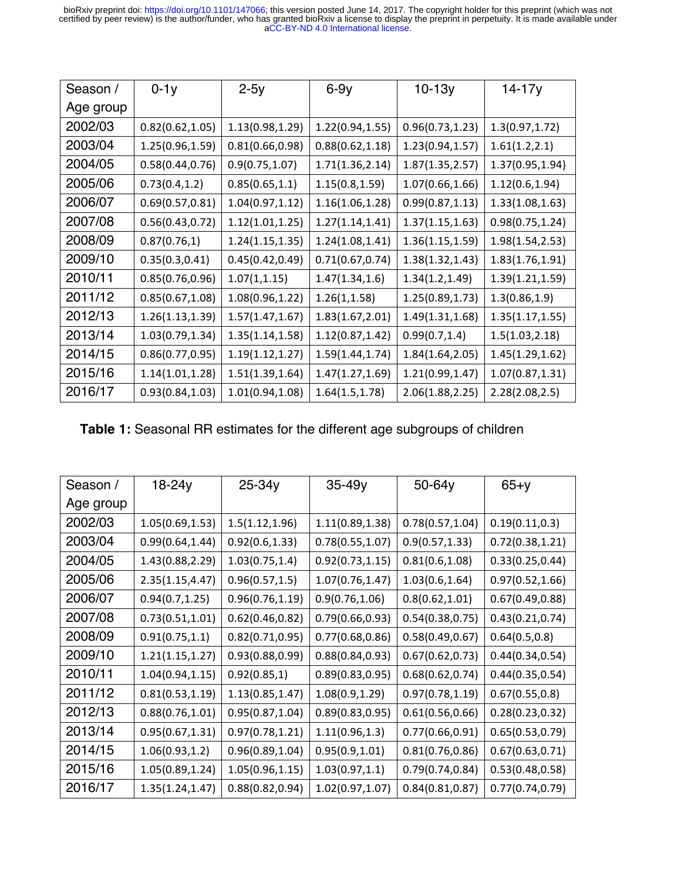| Season / Age group | 0-1y | 2-5y | 6-9y | 10-13y | 14-17y |
|---|---|---|---|---|---|
| 2002/03 | 0.82(0.62,1.05) | 1.13(0.98,1.29) | 1.22(0.94,1.55) | 0.96(0.73,1.23) | 1.3(0.97,1.72) |
| 2003/04 | 1.25(0.96,1.59) | 0.81(0.66,0.98) | 0.88(0.62,1.18) | 1.23(0.94,1.57) | 1.61(1.2,2.1) |
| 2004/05 | 0.58(0.44,0.76) | 0.9(0.75,1.07) | 1.71(1.36,2.14) | 1.87(1.35,2.57) | 1.37(0.95,1.94) |
| 2005/06 | 0.73(0.4,1.2) | 0.85(0.65,1.1) | 1.15(0.8,1.59) | 1.07(0.66,1.66) | 1.12(0.6,1.94) |
| 2006/07 | 0.69(0.57,0.81) | 1.04(0.97,1.12) | 1.16(1.06,1.28) | 0.99(0.87,1.13) | 1.33(1.08,1.63) |
| 2007/08 | 0.56(0.43,0.72) | 1.12(1.01,1.25) | 1.27(1.14,1.41) | 1.37(1.15,1.63) | 0.98(0.75,1.24) |
| 2008/09 | 0.87(0.76,1) | 1.24(1.15,1.35) | 1.24(1.08,1.41) | 1.36(1.15,1.59) | 1.98(1.54,2.53) |
| 2009/10 | 0.35(0.3,0.41) | 0.45(0.42,0.49) | 0.71(0.67,0.74) | 1.38(1.32,1.43) | 1.83(1.76,1.91) |
| 2010/11 | 0.85(0.76,0.96) | 1.07(1,1.15) | 1.47(1.34,1.6) | 1.34(1.2,1.49) | 1.39(1.21,1.59) |
| 2011/12 | 0.85(0.67,1.08) | 1.08(0.96,1.22) | 1.26(1,1.58) | 1.25(0.89,1.73) | 1.3(0.86,1.9) |
| 2012/13 | 1.26(1.13,1.39) | 1.57(1.47,1.67) | 1.83(1.67,2.01) | 1.49(1.31,1.68) | 1.35(1.17,1.55) |
| 2013/14 | 1.03(0.79,1.34) | 1.35(1.14,1.58) | 1.12(0.87,1.42) | 0.99(0.7,1.4) | 1.5(1.03,2.18) |
| 2014/15 | 0.86(0.77,0.95) | 1.19(1.12,1.27) | 1.59(1.44,1.74) | 1.84(1.64,2.05) | 1.45(1.29,1.62) |
| 2015/16 | 1.14(1.01,1.28) | 1.51(1.39,1.64) | 1.47(1.27,1.69) | 1.21(0.99,1.47) | 1.07(0.87,1.31) |
| 2016/17 | 0.93(0.84,1.03) | 1.01(0.94,1.08) | 1.64(1.5,1.78) | 2.06(1.88,2.25) | 2.28(2.08,2.5) |

**Table 1:** Seasonal RR estimates for the different age subgroups of children

| Season / Age group | 18-24y | 25-34y | 35-49y | 50-64y | 65+y |
|---|---|---|---|---|---|
| 2002/03 | 1.05(0.69,1.53) | 1.5(1.12,1.96) | 1.11(0.89,1.38) | 0.78(0.57,1.04) | 0.19(0.11,0.3) |
| 2003/04 | 0.99(0.64,1.44) | 0.92(0.6,1.33) | 0.78(0.55,1.07) | 0.9(0.57,1.33) | 0.72(0.38,1.21) |
| 2004/05 | 1.43(0.88,2.29) | 1.03(0.75,1.4) | 0.92(0.73,1.15) | 0.81(0.6,1.08) | 0.33(0.25,0.44) |
| 2005/06 | 2.35(1.15,4.47) | 0.96(0.57,1.5) | 1.07(0.76,1.47) | 1.03(0.6,1.64) | 0.97(0.52,1.66) |
| 2006/07 | 0.94(0.7,1.25) | 0.96(0.76,1.19) | 0.9(0.76,1.06) | 0.8(0.62,1.01) | 0.67(0.49,0.88) |
| 2007/08 | 0.73(0.51,1.01) | 0.62(0.46,0.82) | 0.79(0.66,0.93) | 0.54(0.38,0.75) | 0.43(0.21,0.74) |
| 2008/09 | 0.91(0.75,1.1) | 0.82(0.71,0.95) | 0.77(0.68,0.86) | 0.58(0.49,0.67) | 0.64(0.5,0.8) |
| 2009/10 | 1.21(1.15,1.27) | 0.93(0.88,0.99) | 0.88(0.84,0.93) | 0.67(0.62,0.73) | 0.44(0.34,0.54) |
| 2010/11 | 1.04(0.94,1.15) | 0.92(0.85,1) | 0.89(0.83,0.95) | 0.68(0.62,0.74) | 0.44(0.35,0.54) |
| 2011/12 | 0.81(0.53,1.19) | 1.13(0.85,1.47) | 1.08(0.9,1.29) | 0.97(0.78,1.19) | 0.67(0.55,0.8) |
| 2012/13 | 0.88(0.76,1.01) | 0.95(0.87,1.04) | 0.89(0.83,0.95) | 0.61(0.56,0.66) | 0.28(0.23,0.32) |
| 2013/14 | 0.95(0.67,1.31) | 0.97(0.78,1.21) | 1.11(0.96,1.3) | 0.77(0.66,0.91) | 0.65(0.53,0.79) |
| 2014/15 | 1.06(0.93,1.2) | 0.96(0.89,1.04) | 0.95(0.9,1.01) | 0.81(0.76,0.86) | 0.67(0.63,0.71) |
| 2015/16 | 1.05(0.89,1.24) | 1.05(0.96,1.15) | 1.03(0.97,1.1) | 0.79(0.74,0.84) | 0.53(0.48,0.58) |
| 2016/17 | 1.35(1.24,1.47) | 0.88(0.82,0.94) | 1.02(0.97,1.07) | 0.84(0.81,0.87) | 0.77(0.74,0.79) |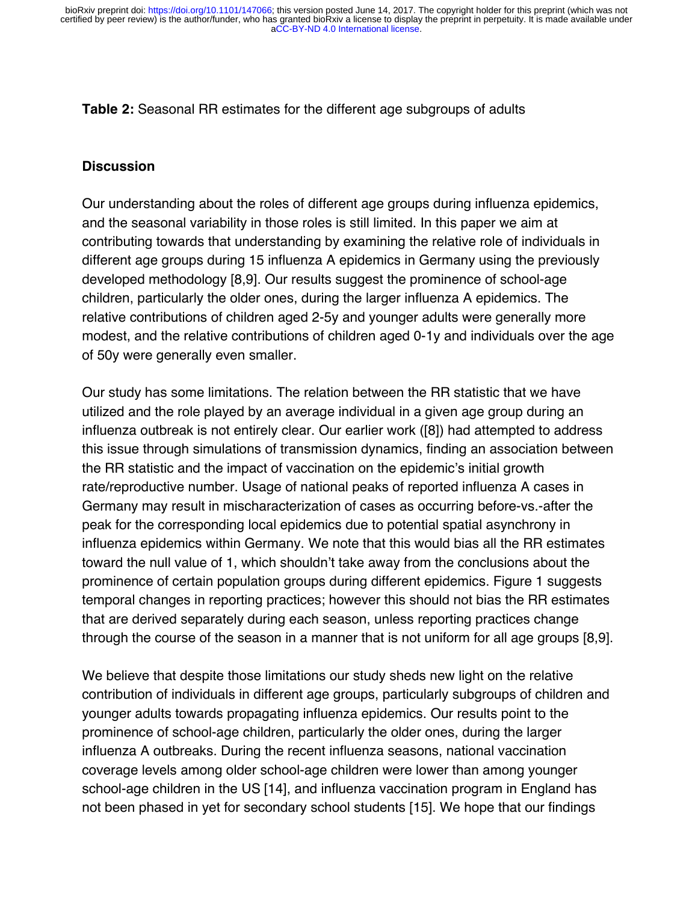**Table 2:** Seasonal RR estimates for the different age subgroups of adults

## Discussion

Our understanding about the roles of different age groups during influenza epidemics, and the seasonal variability in those roles is still limited. In this paper we aim at contributing towards that understanding by examining the relative role of individuals in different age groups during 15 influenza A epidemics in Germany using the previously developed methodology [8,9]. Our results suggest the prominence of school-age children, particularly the older ones, during the larger influenza A epidemics. The relative contributions of children aged 2-5y and younger adults were generally more modest, and the relative contributions of children aged 0-1y and individuals over the age of 50y were generally even smaller.

Our study has some limitations. The relation between the RR statistic that we have utilized and the role played by an average individual in a given age group during an influenza outbreak is not entirely clear. Our earlier work ([8]) had attempted to address this issue through simulations of transmission dynamics, finding an association between the RR statistic and the impact of vaccination on the epidemic's initial growth rate/reproductive number. Usage of national peaks of reported influenza A cases in Germany may result in mischaracterization of cases as occurring before-vs.-after the peak for the corresponding local epidemics due to potential spatial asynchrony in influenza epidemics within Germany. We note that this would bias all the RR estimates toward the null value of 1, which shouldn't take away from the conclusions about the prominence of certain population groups during different epidemics. Figure 1 suggests temporal changes in reporting practices; however this should not bias the RR estimates that are derived separately during each season, unless reporting practices change through the course of the season in a manner that is not uniform for all age groups [8,9].

We believe that despite those limitations our study sheds new light on the relative contribution of individuals in different age groups, particularly subgroups of children and younger adults towards propagating influenza epidemics. Our results point to the prominence of school-age children, particularly the older ones, during the larger influenza A outbreaks. During the recent influenza seasons, national vaccination coverage levels among older school-age children were lower than among younger school-age children in the US [14], and influenza vaccination program in England has not been phased in yet for secondary school students [15]. We hope that our findings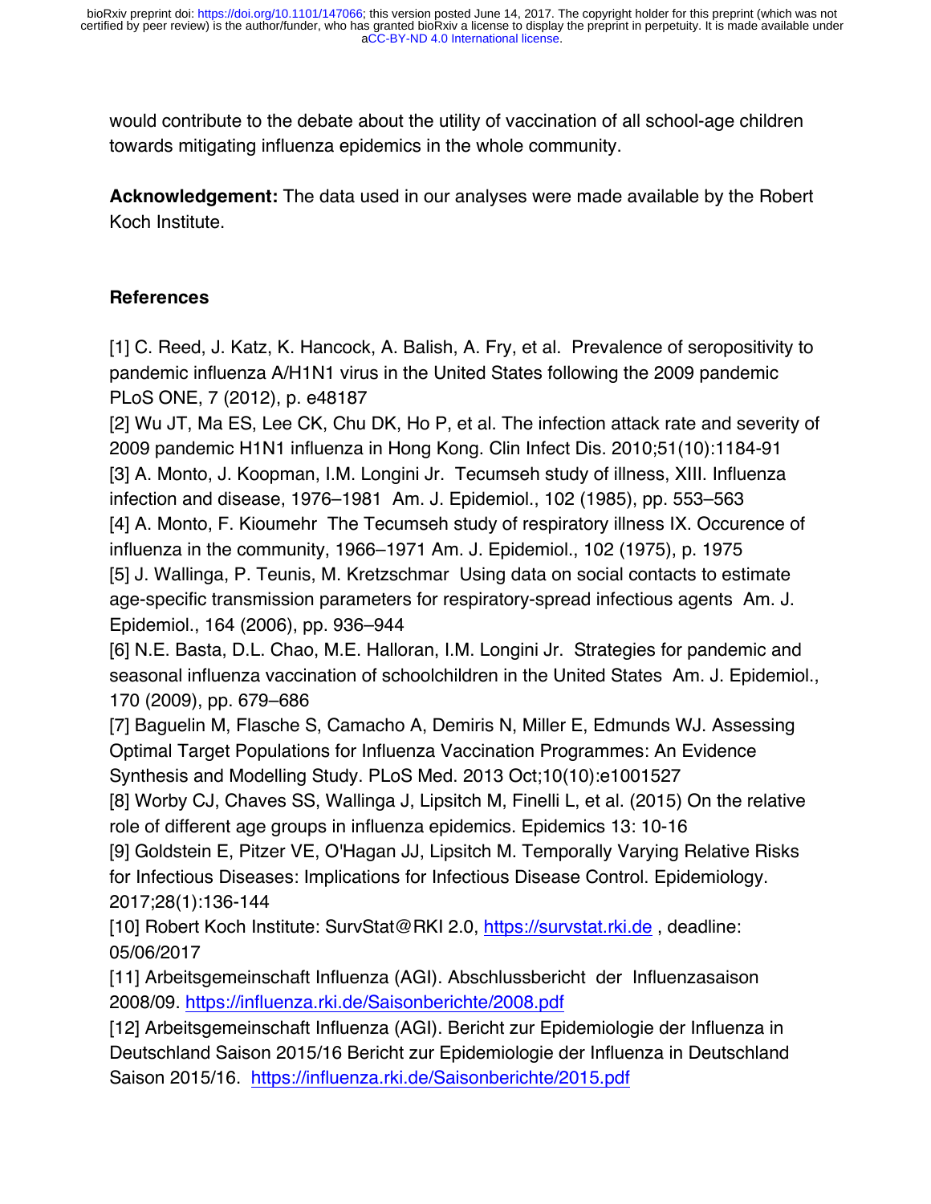would contribute to the debate about the utility of vaccination of all school-age children towards mitigating influenza epidemics in the whole community.

**Acknowledgement:** The data used in our analyses were made available by the Robert Koch Institute.

## References

[1] C. Reed, J. Katz, K. Hancock, A. Balish, A. Fry, et al. Prevalence of seropositivity to pandemic influenza A/H1N1 virus in the United States following the 2009 pandemic PLoS ONE, 7 (2012), p. e48187

[2] Wu JT, Ma ES, Lee CK, Chu DK, Ho P, et al. The infection attack rate and severity of 2009 pandemic H1N1 influenza in Hong Kong. Clin Infect Dis. 2010;51(10):1184-91

[3] A. Monto, J. Koopman, I.M. Longini Jr. Tecumseh study of illness, XIII. Influenza infection and disease, 1976–1981 Am. J. Epidemiol., 102 (1985), pp. 553–563

[4] A. Monto, F. Kioumehr The Tecumseh study of respiratory illness IX. Occurence of influenza in the community, 1966–1971 Am. J. Epidemiol., 102 (1975), p. 1975

[5] J. Wallinga, P. Teunis, M. Kretzschmar Using data on social contacts to estimate age-specific transmission parameters for respiratory-spread infectious agents Am. J. Epidemiol., 164 (2006), pp. 936–944

[6] N.E. Basta, D.L. Chao, M.E. Halloran, I.M. Longini Jr. Strategies for pandemic and seasonal influenza vaccination of schoolchildren in the United States Am. J. Epidemiol., 170 (2009), pp. 679–686

[7] Baguelin M, Flasche S, Camacho A, Demiris N, Miller E, Edmunds WJ. Assessing Optimal Target Populations for Influenza Vaccination Programmes: An Evidence Synthesis and Modelling Study. PLoS Med. 2013 Oct;10(10):e1001527

[8] Worby CJ, Chaves SS, Wallinga J, Lipsitch M, Finelli L, et al. (2015) On the relative role of different age groups in influenza epidemics. Epidemics 13: 10-16

[9] Goldstein E, Pitzer VE, O'Hagan JJ, Lipsitch M. Temporally Varying Relative Risks for Infectious Diseases: Implications for Infectious Disease Control. Epidemiology. 2017;28(1):136-144

[10] Robert Koch Institute: SurvStat@RKI 2.0, https://survstat.rki.de , deadline: 05/06/2017

[11] Arbeitsgemeinschaft Influenza (AGI). Abschlussbericht der Influenzasaison 2008/09. https://influenza.rki.de/Saisonberichte/2008.pdf

[12] Arbeitsgemeinschaft Influenza (AGI). Bericht zur Epidemiologie der Influenza in Deutschland Saison 2015/16 Bericht zur Epidemiologie der Influenza in Deutschland Saison 2015/16. https://influenza.rki.de/Saisonberichte/2015.pdf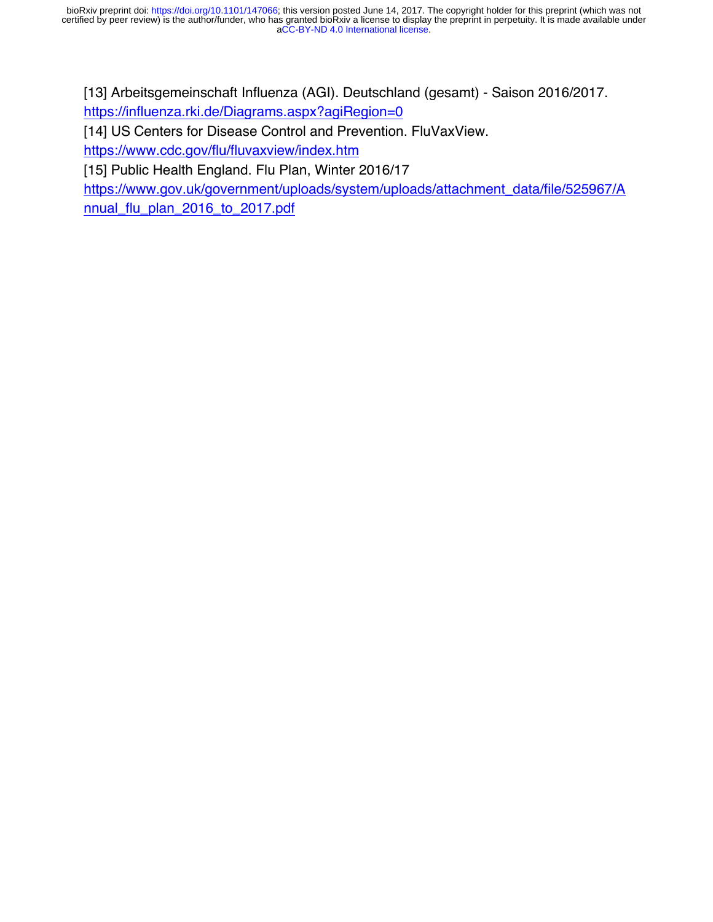[13] Arbeitsgemeinschaft Influenza (AGI). Deutschland (gesamt) - Saison 2016/2017. https://influenza.rki.de/Diagrams.aspx?agiRegion=0

[14] US Centers for Disease Control and Prevention. FluVaxView. https://www.cdc.gov/flu/fluvaxview/index.htm

[15] Public Health England. Flu Plan, Winter 2016/17 https://www.gov.uk/government/uploads/system/uploads/attachment_data/file/525967/Annual_flu_plan_2016_to_2017.pdf